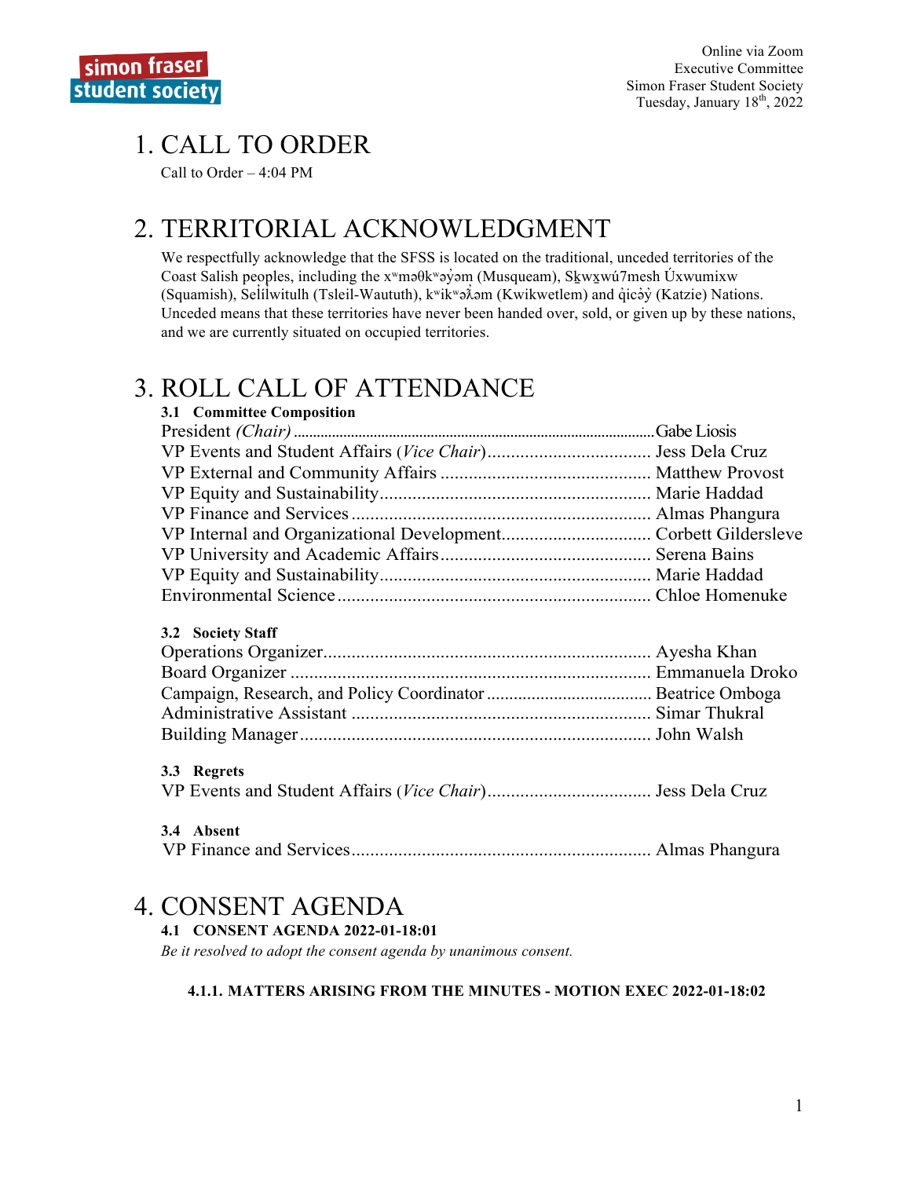Online via Zoom
Executive Committee
Simon Fraser Student Society
Tuesday, January 18th, 2022

# 1. CALL TO ORDER

Call to Order – 4:04 PM

# 2. TERRITORIAL ACKNOWLEDGMENT

We respectfully acknowledge that the SFSS is located on the traditional, unceded territories of the Coast Salish peoples, including the xʷməθkʷəy̓əm (Musqueam), Sḵwx̱wú7mesh Úxwumixw (Squamish), Selí̓lwitulh (Tsleil-Waututh), kʷikʷəƛ̓əm (Kwikwetlem) and q̓icə̓y̓ (Katzie) Nations. Unceded means that these territories have never been handed over, sold, or given up by these nations, and we are currently situated on occupied territories.

# 3. ROLL CALL OF ATTENDANCE

### 3.1 Committee Composition

President *(Chair)* .................... Gabe Liosis
VP Events and Student Affairs (*Vice Chair*) .................... Jess Dela Cruz
VP External and Community Affairs .................... Matthew Provost
VP Equity and Sustainability .................... Marie Haddad
VP Finance and Services .................... Almas Phangura
VP Internal and Organizational Development .................... Corbett Gildersleve
VP University and Academic Affairs .................... Serena Bains
VP Equity and Sustainability .................... Marie Haddad
Environmental Science .................... Chloe Homenuke

### 3.2 Society Staff

Operations Organizer .................... Ayesha Khan
Board Organizer .................... Emmanuela Droko
Campaign, Research, and Policy Coordinator .................... Beatrice Omboga
Administrative Assistant .................... Simar Thukral
Building Manager .................... John Walsh

### 3.3 Regrets

VP Events and Student Affairs (*Vice Chair*) .................... Jess Dela Cruz

### 3.4 Absent

VP Finance and Services .................... Almas Phangura

# 4. CONSENT AGENDA

### 4.1 CONSENT AGENDA 2022-01-18:01

*Be it resolved to adopt the consent agenda by unanimous consent.*

#### 4.1.1. MATTERS ARISING FROM THE MINUTES - MOTION EXEC 2022-01-18:02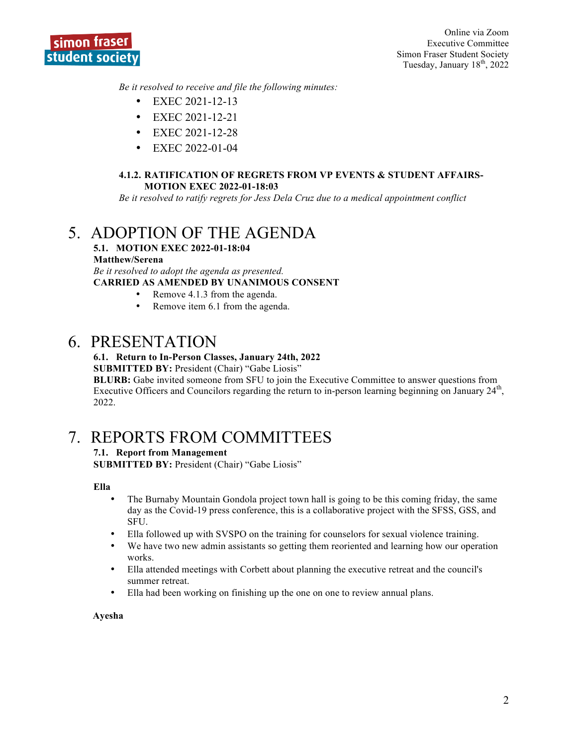*Be it resolved to receive and file the following minutes:*

- EXEC 2021-12-13
- EXEC 2021-12-21
- EXEC 2021-12-28
- EXEC 2022-01-04

#### 4.1.2. RATIFICATION OF REGRETS FROM VP EVENTS & STUDENT AFFAIRS- MOTION EXEC 2022-01-18:03

*Be it resolved to ratify regrets for Jess Dela Cruz due to a medical appointment conflict*

# 5. ADOPTION OF THE AGENDA

### 5.1. MOTION EXEC 2022-01-18:04

**Matthew/Serena**

*Be it resolved to adopt the agenda as presented.*

**CARRIED AS AMENDED BY UNANIMOUS CONSENT**

- Remove 4.1.3 from the agenda.
- Remove item 6.1 from the agenda.

# 6. PRESENTATION

### 6.1. Return to In-Person Classes, January 24th, 2022

**SUBMITTED BY:** President (Chair) "Gabe Liosis"

**BLURB:** Gabe invited someone from SFU to join the Executive Committee to answer questions from Executive Officers and Councilors regarding the return to in-person learning beginning on January 24th, 2022.

# 7. REPORTS FROM COMMITTEES

### 7.1. Report from Management

**SUBMITTED BY:** President (Chair) "Gabe Liosis"

**Ella**

- The Burnaby Mountain Gondola project town hall is going to be this coming friday, the same day as the Covid-19 press conference, this is a collaborative project with the SFSS, GSS, and SFU.
- Ella followed up with SVSPO on the training for counselors for sexual violence training.
- We have two new admin assistants so getting them reoriented and learning how our operation works.
- Ella attended meetings with Corbett about planning the executive retreat and the council's summer retreat.
- Ella had been working on finishing up the one on one to review annual plans.

**Ayesha**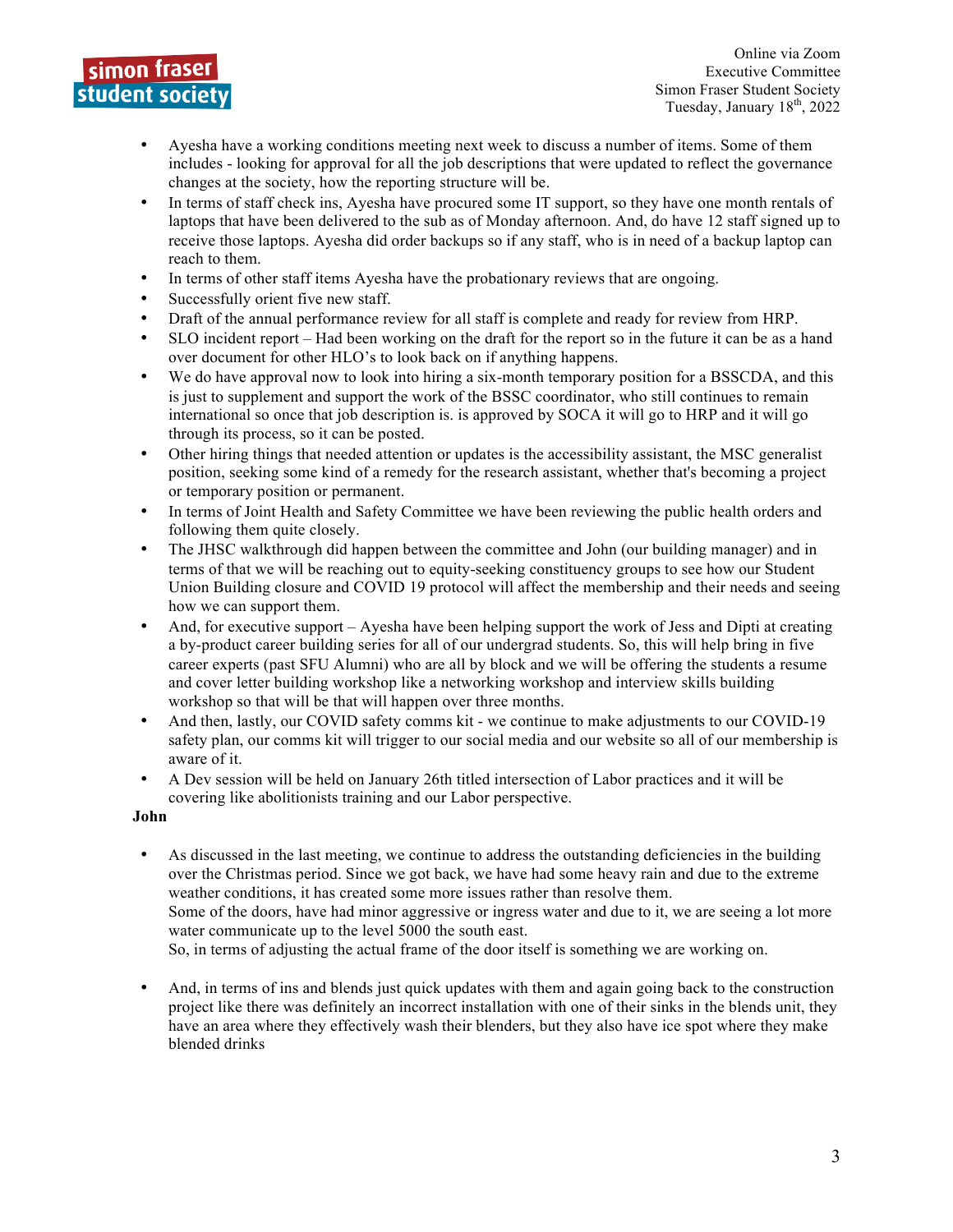- Ayesha have a working conditions meeting next week to discuss a number of items. Some of them includes - looking for approval for all the job descriptions that were updated to reflect the governance changes at the society, how the reporting structure will be.
- In terms of staff check ins, Ayesha have procured some IT support, so they have one month rentals of laptops that have been delivered to the sub as of Monday afternoon. And, do have 12 staff signed up to receive those laptops. Ayesha did order backups so if any staff, who is in need of a backup laptop can reach to them.
- In terms of other staff items Ayesha have the probationary reviews that are ongoing.
- Successfully orient five new staff.
- Draft of the annual performance review for all staff is complete and ready for review from HRP.
- SLO incident report – Had been working on the draft for the report so in the future it can be as a hand over document for other HLO's to look back on if anything happens.
- We do have approval now to look into hiring a six-month temporary position for a BSSCDA, and this is just to supplement and support the work of the BSSC coordinator, who still continues to remain international so once that job description is. is approved by SOCA it will go to HRP and it will go through its process, so it can be posted.
- Other hiring things that needed attention or updates is the accessibility assistant, the MSC generalist position, seeking some kind of a remedy for the research assistant, whether that's becoming a project or temporary position or permanent.
- In terms of Joint Health and Safety Committee we have been reviewing the public health orders and following them quite closely.
- The JHSC walkthrough did happen between the committee and John (our building manager) and in terms of that we will be reaching out to equity-seeking constituency groups to see how our Student Union Building closure and COVID 19 protocol will affect the membership and their needs and seeing how we can support them.
- And, for executive support – Ayesha have been helping support the work of Jess and Dipti at creating a by-product career building series for all of our undergrad students. So, this will help bring in five career experts (past SFU Alumni) who are all by block and we will be offering the students a resume and cover letter building workshop like a networking workshop and interview skills building workshop so that will be that will happen over three months.
- And then, lastly, our COVID safety comms kit - we continue to make adjustments to our COVID-19 safety plan, our comms kit will trigger to our social media and our website so all of our membership is aware of it.
- A Dev session will be held on January 26th titled intersection of Labor practices and it will be covering like abolitionists training and our Labor perspective.

**John**

- As discussed in the last meeting, we continue to address the outstanding deficiencies in the building over the Christmas period. Since we got back, we have had some heavy rain and due to the extreme weather conditions, it has created some more issues rather than resolve them.
  Some of the doors, have had minor aggressive or ingress water and due to it, we are seeing a lot more water communicate up to the level 5000 the south east.
  So, in terms of adjusting the actual frame of the door itself is something we are working on.

- And, in terms of ins and blends just quick updates with them and again going back to the construction project like there was definitely an incorrect installation with one of their sinks in the blends unit, they have an area where they effectively wash their blenders, but they also have ice spot where they make blended drinks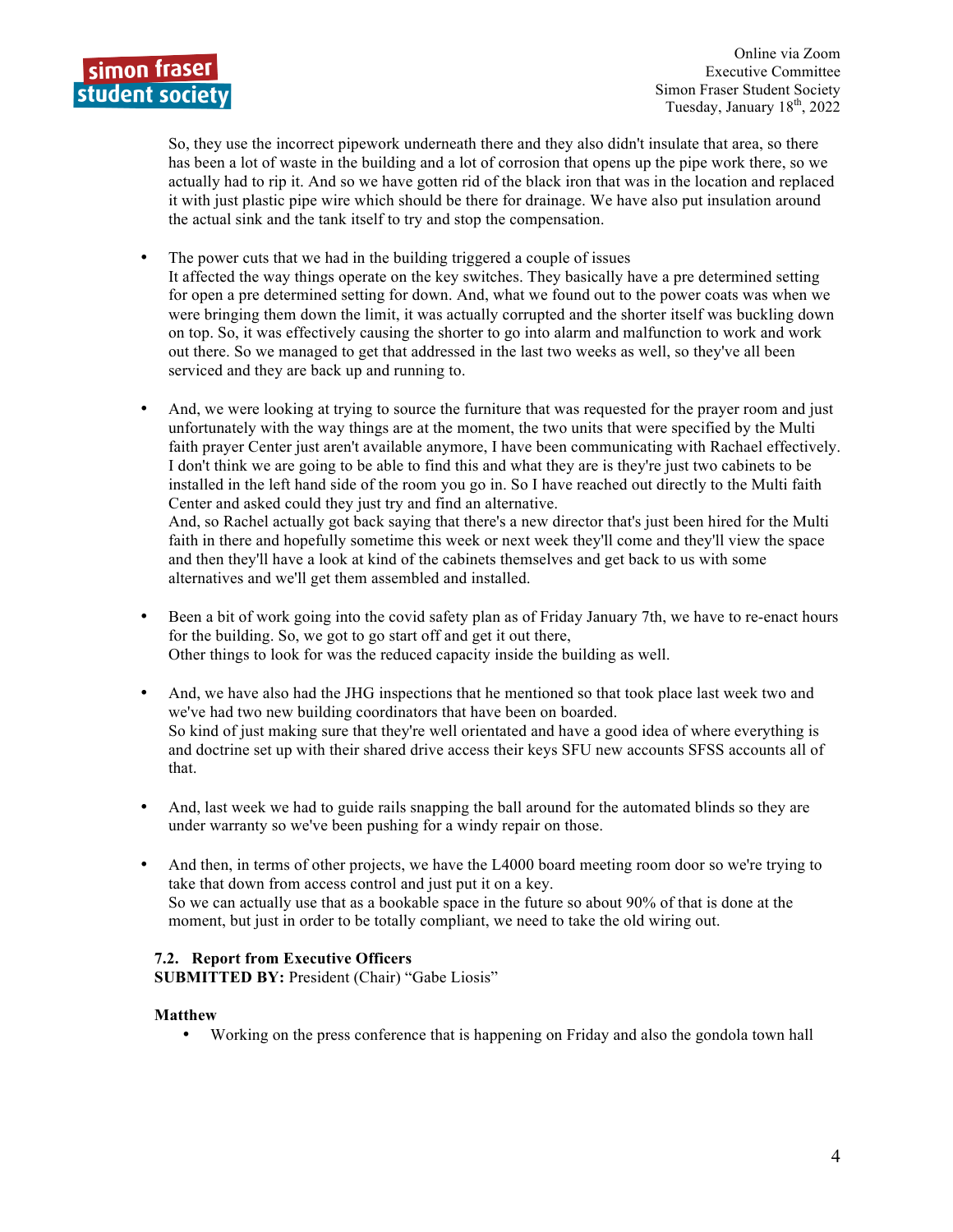So, they use the incorrect pipework underneath there and they also didn't insulate that area, so there has been a lot of waste in the building and a lot of corrosion that opens up the pipe work there, so we actually had to rip it. And so we have gotten rid of the black iron that was in the location and replaced it with just plastic pipe wire which should be there for drainage. We have also put insulation around the actual sink and the tank itself to try and stop the compensation.

- The power cuts that we had in the building triggered a couple of issues
  It affected the way things operate on the key switches. They basically have a pre determined setting for open a pre determined setting for down. And, what we found out to the power coats was when we were bringing them down the limit, it was actually corrupted and the shorter itself was buckling down on top. So, it was effectively causing the shorter to go into alarm and malfunction to work and work out there. So we managed to get that addressed in the last two weeks as well, so they've all been serviced and they are back up and running to.

- And, we were looking at trying to source the furniture that was requested for the prayer room and just unfortunately with the way things are at the moment, the two units that were specified by the Multi faith prayer Center just aren't available anymore, I have been communicating with Rachael effectively. I don't think we are going to be able to find this and what they are is they're just two cabinets to be installed in the left hand side of the room you go in. So I have reached out directly to the Multi faith Center and asked could they just try and find an alternative.
  And, so Rachel actually got back saying that there's a new director that's just been hired for the Multi faith in there and hopefully sometime this week or next week they'll come and they'll view the space and then they'll have a look at kind of the cabinets themselves and get back to us with some alternatives and we'll get them assembled and installed.

- Been a bit of work going into the covid safety plan as of Friday January 7th, we have to re-enact hours for the building. So, we got to go start off and get it out there,
  Other things to look for was the reduced capacity inside the building as well.

- And, we have also had the JHG inspections that he mentioned so that took place last week two and we've had two new building coordinators that have been on boarded.
  So kind of just making sure that they're well orientated and have a good idea of where everything is and doctrine set up with their shared drive access their keys SFU new accounts SFSS accounts all of that.

- And, last week we had to guide rails snapping the ball around for the automated blinds so they are under warranty so we've been pushing for a windy repair on those.

- And then, in terms of other projects, we have the L4000 board meeting room door so we're trying to take that down from access control and just put it on a key.
  So we can actually use that as a bookable space in the future so about 90% of that is done at the moment, but just in order to be totally compliant, we need to take the old wiring out.

**7.2. Report from Executive Officers**
**SUBMITTED BY:** President (Chair) "Gabe Liosis"

**Matthew**

- Working on the press conference that is happening on Friday and also the gondola town hall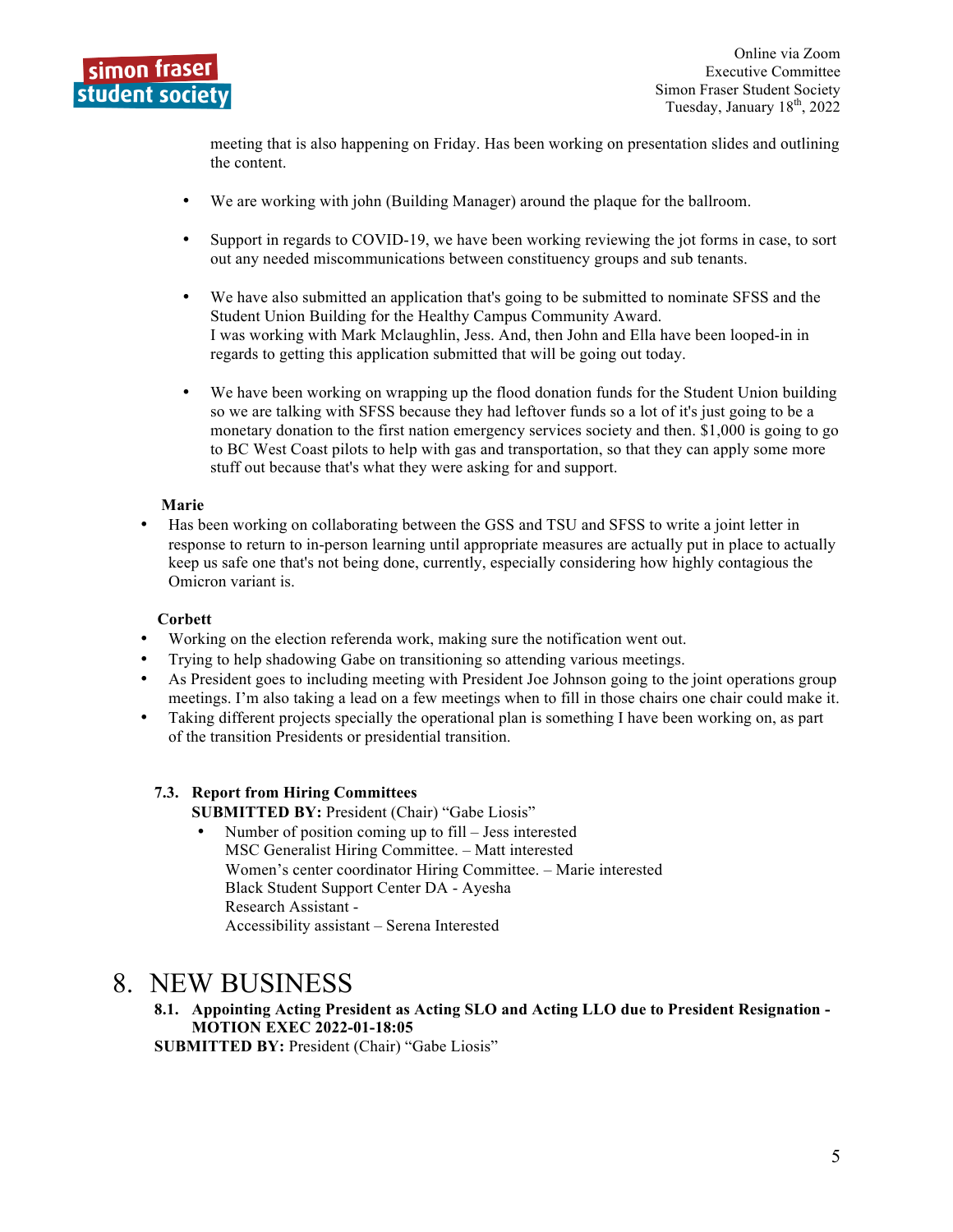meeting that is also happening on Friday. Has been working on presentation slides and outlining the content.

- We are working with john (Building Manager) around the plaque for the ballroom.

- Support in regards to COVID-19, we have been working reviewing the jot forms in case, to sort out any needed miscommunications between constituency groups and sub tenants.

- We have also submitted an application that's going to be submitted to nominate SFSS and the Student Union Building for the Healthy Campus Community Award.
  I was working with Mark Mclaughlin, Jess. And, then John and Ella have been looped-in in regards to getting this application submitted that will be going out today.

- We have been working on wrapping up the flood donation funds for the Student Union building so we are talking with SFSS because they had leftover funds so a lot of it's just going to be a monetary donation to the first nation emergency services society and then. $1,000 is going to go to BC West Coast pilots to help with gas and transportation, so that they can apply some more stuff out because that's what they were asking for and support.

**Marie**

- Has been working on collaborating between the GSS and TSU and SFSS to write a joint letter in response to return to in-person learning until appropriate measures are actually put in place to actually keep us safe one that's not being done, currently, especially considering how highly contagious the Omicron variant is.

**Corbett**

- Working on the election referenda work, making sure the notification went out.
- Trying to help shadowing Gabe on transitioning so attending various meetings.
- As President goes to including meeting with President Joe Johnson going to the joint operations group meetings. I'm also taking a lead on a few meetings when to fill in those chairs one chair could make it.
- Taking different projects specially the operational plan is something I have been working on, as part of the transition Presidents or presidential transition.

### 7.3. Report from Hiring Committees

**SUBMITTED BY:** President (Chair) "Gabe Liosis"

- Number of position coming up to fill – Jess interested
  MSC Generalist Hiring Committee. – Matt interested
  Women's center coordinator Hiring Committee. – Marie interested
  Black Student Support Center DA - Ayesha
  Research Assistant -
  Accessibility assistant – Serena Interested

# 8. NEW BUSINESS

### 8.1. Appointing Acting President as Acting SLO and Acting LLO due to President Resignation - MOTION EXEC 2022-01-18:05

**SUBMITTED BY:** President (Chair) "Gabe Liosis"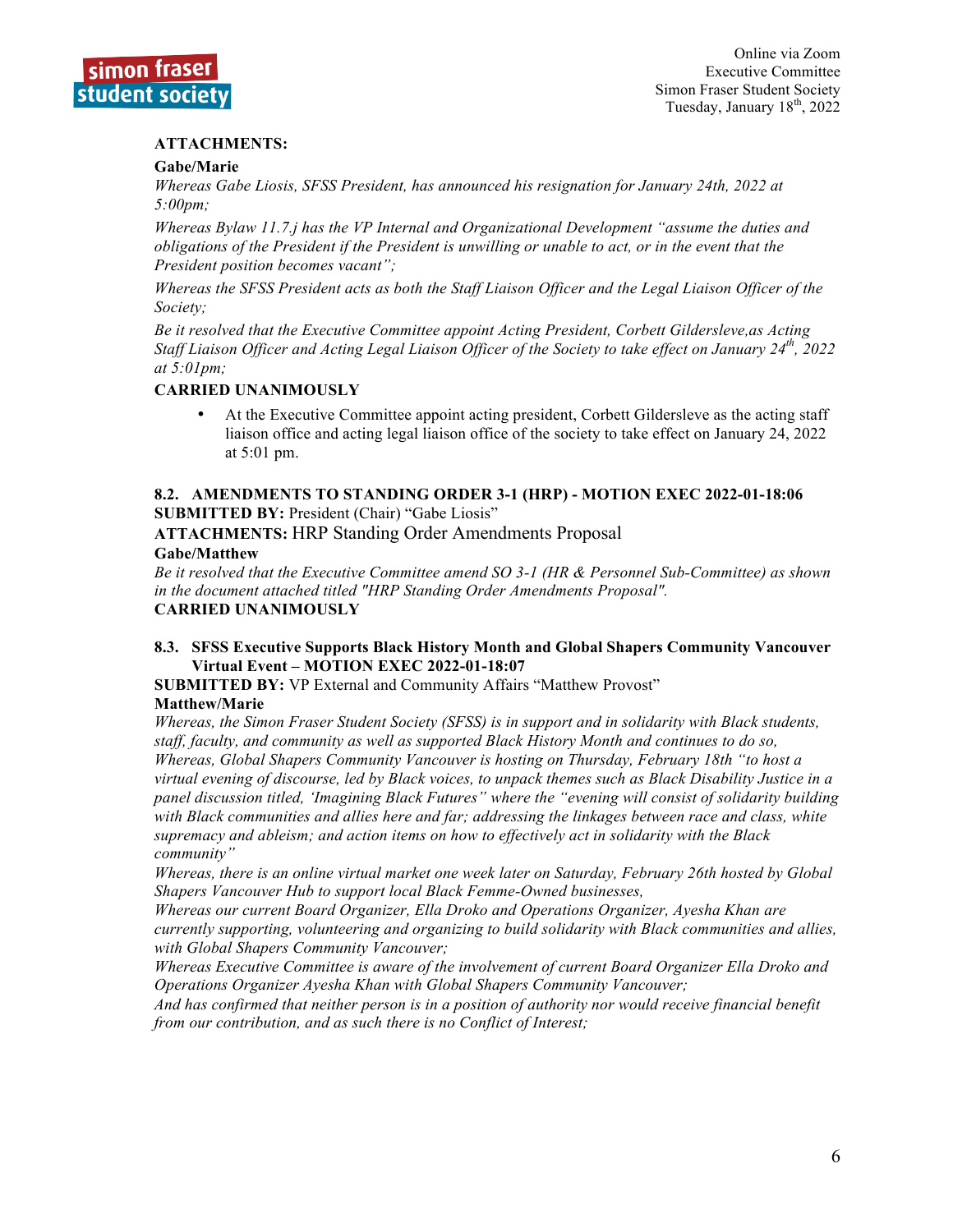**ATTACHMENTS:**

**Gabe/Marie**

*Whereas Gabe Liosis, SFSS President, has announced his resignation for January 24th, 2022 at 5:00pm;*

*Whereas Bylaw 11.7.j has the VP Internal and Organizational Development "assume the duties and obligations of the President if the President is unwilling or unable to act, or in the event that the President position becomes vacant";*

*Whereas the SFSS President acts as both the Staff Liaison Officer and the Legal Liaison Officer of the Society;*

*Be it resolved that the Executive Committee appoint Acting President, Corbett Gildersleve,as Acting Staff Liaison Officer and Acting Legal Liaison Officer of the Society to take effect on January 24th, 2022 at 5:01pm;*

**CARRIED UNANIMOUSLY**

- At the Executive Committee appoint acting president, Corbett Gildersleve as the acting staff liaison office and acting legal liaison office of the society to take effect on January 24, 2022 at 5:01 pm.

### 8.2. AMENDMENTS TO STANDING ORDER 3-1 (HRP) - MOTION EXEC 2022-01-18:06

**SUBMITTED BY:** President (Chair) "Gabe Liosis"

**ATTACHMENTS:** HRP Standing Order Amendments Proposal

**Gabe/Matthew**

*Be it resolved that the Executive Committee amend SO 3-1 (HR & Personnel Sub-Committee) as shown in the document attached titled "HRP Standing Order Amendments Proposal".*

**CARRIED UNANIMOUSLY**

### 8.3. SFSS Executive Supports Black History Month and Global Shapers Community Vancouver Virtual Event – MOTION EXEC 2022-01-18:07

**SUBMITTED BY:** VP External and Community Affairs "Matthew Provost"

**Matthew/Marie**

*Whereas, the Simon Fraser Student Society (SFSS) is in support and in solidarity with Black students, staff, faculty, and community as well as supported Black History Month and continues to do so,*

*Whereas, Global Shapers Community Vancouver is hosting on Thursday, February 18th "to host a virtual evening of discourse, led by Black voices, to unpack themes such as Black Disability Justice in a panel discussion titled, 'Imagining Black Futures" where the "evening will consist of solidarity building with Black communities and allies here and far; addressing the linkages between race and class, white supremacy and ableism; and action items on how to effectively act in solidarity with the Black community"*

*Whereas, there is an online virtual market one week later on Saturday, February 26th hosted by Global Shapers Vancouver Hub to support local Black Femme-Owned businesses,*

*Whereas our current Board Organizer, Ella Droko and Operations Organizer, Ayesha Khan are currently supporting, volunteering and organizing to build solidarity with Black communities and allies, with Global Shapers Community Vancouver;*

*Whereas Executive Committee is aware of the involvement of current Board Organizer Ella Droko and Operations Organizer Ayesha Khan with Global Shapers Community Vancouver;*

*And has confirmed that neither person is in a position of authority nor would receive financial benefit from our contribution, and as such there is no Conflict of Interest;*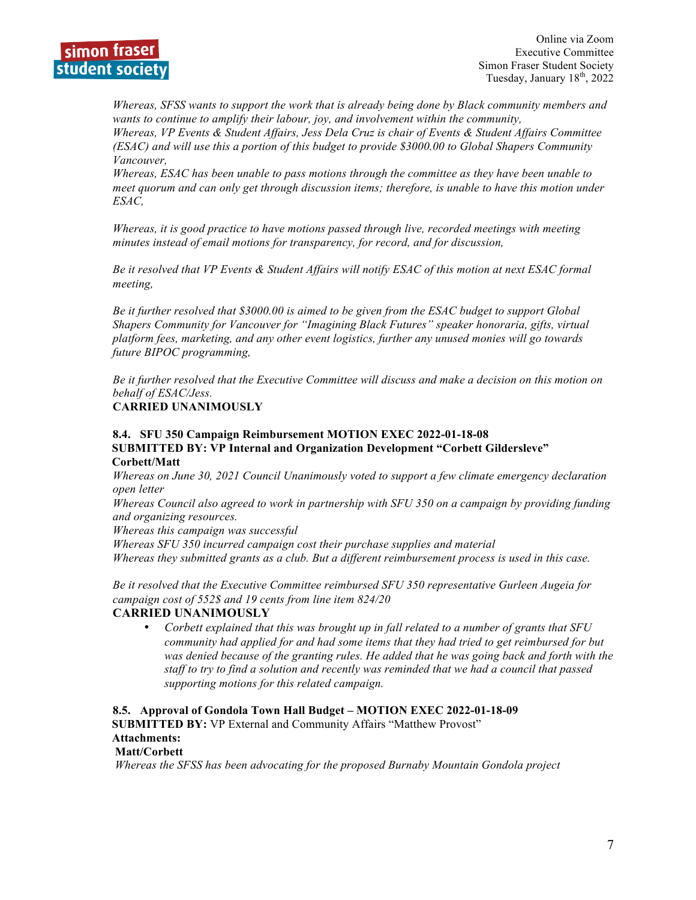*Whereas, SFSS wants to support the work that is already being done by Black community members and wants to continue to amplify their labour, joy, and involvement within the community,*
*Whereas, VP Events & Student Affairs, Jess Dela Cruz is chair of Events & Student Affairs Committee (ESAC) and will use this a portion of this budget to provide $3000.00 to Global Shapers Community Vancouver,*
*Whereas, ESAC has been unable to pass motions through the committee as they have been unable to meet quorum and can only get through discussion items; therefore, is unable to have this motion under ESAC,*

*Whereas, it is good practice to have motions passed through live, recorded meetings with meeting minutes instead of email motions for transparency, for record, and for discussion,*

*Be it resolved that VP Events & Student Affairs will notify ESAC of this motion at next ESAC formal meeting,*

*Be it further resolved that $3000.00 is aimed to be given from the ESAC budget to support Global Shapers Community for Vancouver for "Imagining Black Futures" speaker honoraria, gifts, virtual platform fees, marketing, and any other event logistics, further any unused monies will go towards future BIPOC programming,*

*Be it further resolved that the Executive Committee will discuss and make a decision on this motion on behalf of ESAC/Jess.*
**CARRIED UNANIMOUSLY**

**8.4. SFU 350 Campaign Reimbursement MOTION EXEC 2022-01-18-08**
**SUBMITTED BY: VP Internal and Organization Development "Corbett Gildersleve"**
**Corbett/Matt**
*Whereas on June 30, 2021 Council Unanimously voted to support a few climate emergency declaration open letter*
*Whereas Council also agreed to work in partnership with SFU 350 on a campaign by providing funding and organizing resources.*
*Whereas this campaign was successful*
*Whereas SFU 350 incurred campaign cost their purchase supplies and material*
*Whereas they submitted grants as a club. But a different reimbursement process is used in this case.*

*Be it resolved that the Executive Committee reimbursed SFU 350 representative Gurleen Augeia for campaign cost of 552$ and 19 cents from line item 824/20*
**CARRIED UNANIMOUSLY**

- *Corbett explained that this was brought up in fall related to a number of grants that SFU community had applied for and had some items that they had tried to get reimbursed for but was denied because of the granting rules. He added that he was going back and forth with the staff to try to find a solution and recently was reminded that we had a council that passed supporting motions for this related campaign.*

**8.5. Approval of Gondola Town Hall Budget – MOTION EXEC 2022-01-18-09**
**SUBMITTED BY:** VP External and Community Affairs "Matthew Provost"
**Attachments:**
**Matt/Corbett**
*Whereas the SFSS has been advocating for the proposed Burnaby Mountain Gondola project*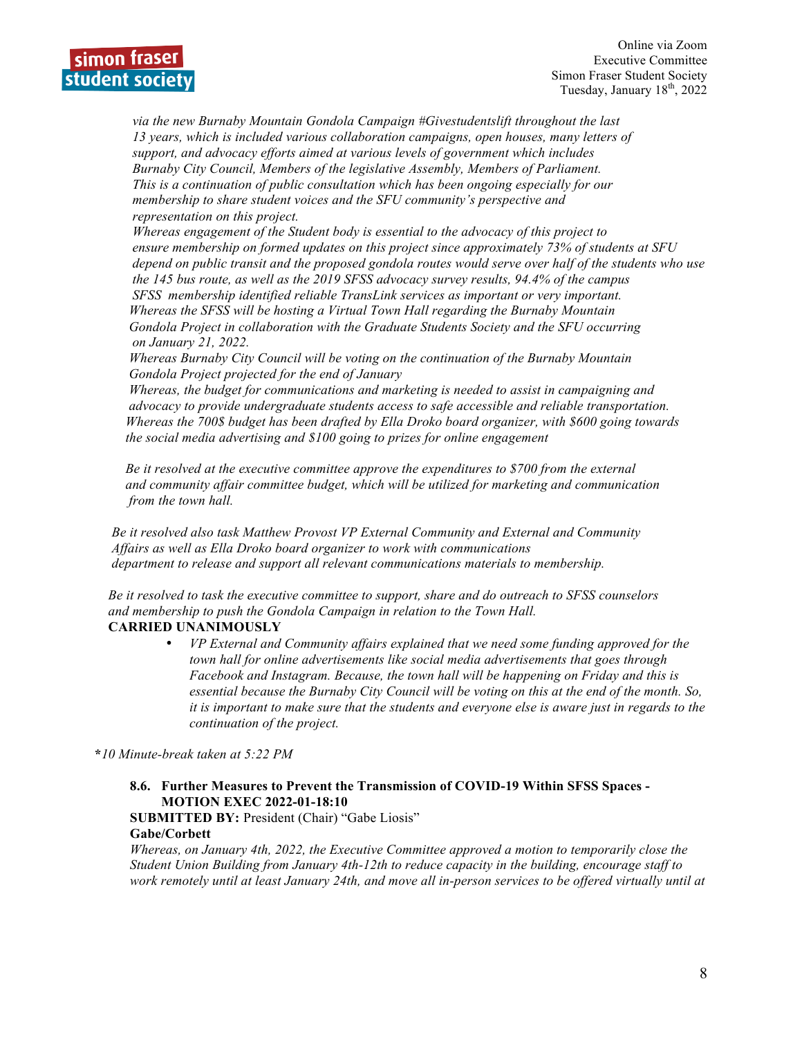*via the new Burnaby Mountain Gondola Campaign #Givestudentslift throughout the last 13 years, which is included various collaboration campaigns, open houses, many letters of support, and advocacy efforts aimed at various levels of government which includes Burnaby City Council, Members of the legislative Assembly, Members of Parliament. This is a continuation of public consultation which has been ongoing especially for our membership to share student voices and the SFU community's perspective and representation on this project.*

*Whereas engagement of the Student body is essential to the advocacy of this project to ensure membership on formed updates on this project since approximately 73% of students at SFU depend on public transit and the proposed gondola routes would serve over half of the students who use the 145 bus route, as well as the 2019 SFSS advocacy survey results, 94.4% of the campus SFSS membership identified reliable TransLink services as important or very important.*

*Whereas the SFSS will be hosting a Virtual Town Hall regarding the Burnaby Mountain Gondola Project in collaboration with the Graduate Students Society and the SFU occurring on January 21, 2022.*

*Whereas Burnaby City Council will be voting on the continuation of the Burnaby Mountain Gondola Project projected for the end of January*

*Whereas, the budget for communications and marketing is needed to assist in campaigning and advocacy to provide undergraduate students access to safe accessible and reliable transportation.*

*Whereas the 700$ budget has been drafted by Ella Droko board organizer, with $600 going towards the social media advertising and $100 going to prizes for online engagement*

*Be it resolved at the executive committee approve the expenditures to $700 from the external and community affair committee budget, which will be utilized for marketing and communication from the town hall.*

*Be it resolved also task Matthew Provost VP External Community and External and Community Affairs as well as Ella Droko board organizer to work with communications department to release and support all relevant communications materials to membership.*

*Be it resolved to task the executive committee to support, share and do outreach to SFSS counselors and membership to push the Gondola Campaign in relation to the Town Hall.*

**CARRIED UNANIMOUSLY**

- *VP External and Community affairs explained that we need some funding approved for the town hall for online advertisements like social media advertisements that goes through Facebook and Instagram. Because, the town hall will be happening on Friday and this is essential because the Burnaby City Council will be voting on this at the end of the month. So, it is important to make sure that the students and everyone else is aware just in regards to the continuation of the project.*

*\*10 Minute-break taken at 5:22 PM*

### 8.6. Further Measures to Prevent the Transmission of COVID-19 Within SFSS Spaces - MOTION EXEC 2022-01-18:10

**SUBMITTED BY:** President (Chair) "Gabe Liosis"

**Gabe/Corbett**

*Whereas, on January 4th, 2022, the Executive Committee approved a motion to temporarily close the Student Union Building from January 4th-12th to reduce capacity in the building, encourage staff to work remotely until at least January 24th, and move all in-person services to be offered virtually until at*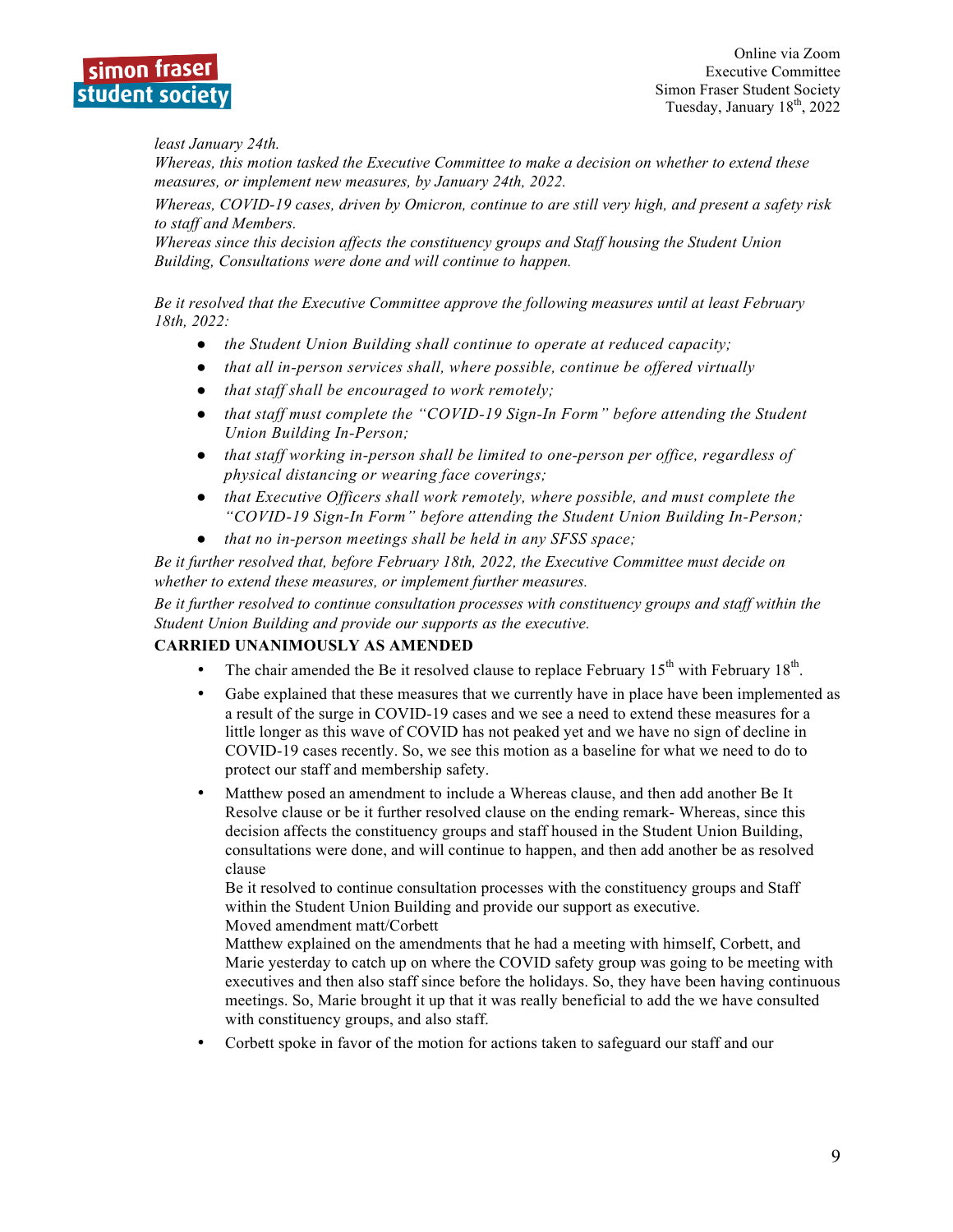*least January 24th.*

*Whereas, this motion tasked the Executive Committee to make a decision on whether to extend these measures, or implement new measures, by January 24th, 2022.*

*Whereas, COVID-19 cases, driven by Omicron, continue to are still very high, and present a safety risk to staff and Members.*

*Whereas since this decision affects the constituency groups and Staff housing the Student Union Building, Consultations were done and will continue to happen.*

*Be it resolved that the Executive Committee approve the following measures until at least February 18th, 2022:*

- *the Student Union Building shall continue to operate at reduced capacity;*
- *that all in-person services shall, where possible, continue be offered virtually*
- *that staff shall be encouraged to work remotely;*
- *that staff must complete the "COVID-19 Sign-In Form" before attending the Student Union Building In-Person;*
- *that staff working in-person shall be limited to one-person per office, regardless of physical distancing or wearing face coverings;*
- *that Executive Officers shall work remotely, where possible, and must complete the "COVID-19 Sign-In Form" before attending the Student Union Building In-Person;*
- *that no in-person meetings shall be held in any SFSS space;*

*Be it further resolved that, before February 18th, 2022, the Executive Committee must decide on whether to extend these measures, or implement further measures.*

*Be it further resolved to continue consultation processes with constituency groups and staff within the Student Union Building and provide our supports as the executive.*

**CARRIED UNANIMOUSLY AS AMENDED**

- The chair amended the Be it resolved clause to replace February 15th with February 18th.
- Gabe explained that these measures that we currently have in place have been implemented as a result of the surge in COVID-19 cases and we see a need to extend these measures for a little longer as this wave of COVID has not peaked yet and we have no sign of decline in COVID-19 cases recently. So, we see this motion as a baseline for what we need to do to protect our staff and membership safety.
- Matthew posed an amendment to include a Whereas clause, and then add another Be It Resolve clause or be it further resolved clause on the ending remark- Whereas, since this decision affects the constituency groups and staff housed in the Student Union Building, consultations were done, and will continue to happen, and then add another be as resolved clause

  Be it resolved to continue consultation processes with the constituency groups and Staff within the Student Union Building and provide our support as executive.

  Moved amendment matt/Corbett

  Matthew explained on the amendments that he had a meeting with himself, Corbett, and Marie yesterday to catch up on where the COVID safety group was going to be meeting with executives and then also staff since before the holidays. So, they have been having continuous meetings. So, Marie brought it up that it was really beneficial to add the we have consulted with constituency groups, and also staff.
- Corbett spoke in favor of the motion for actions taken to safeguard our staff and our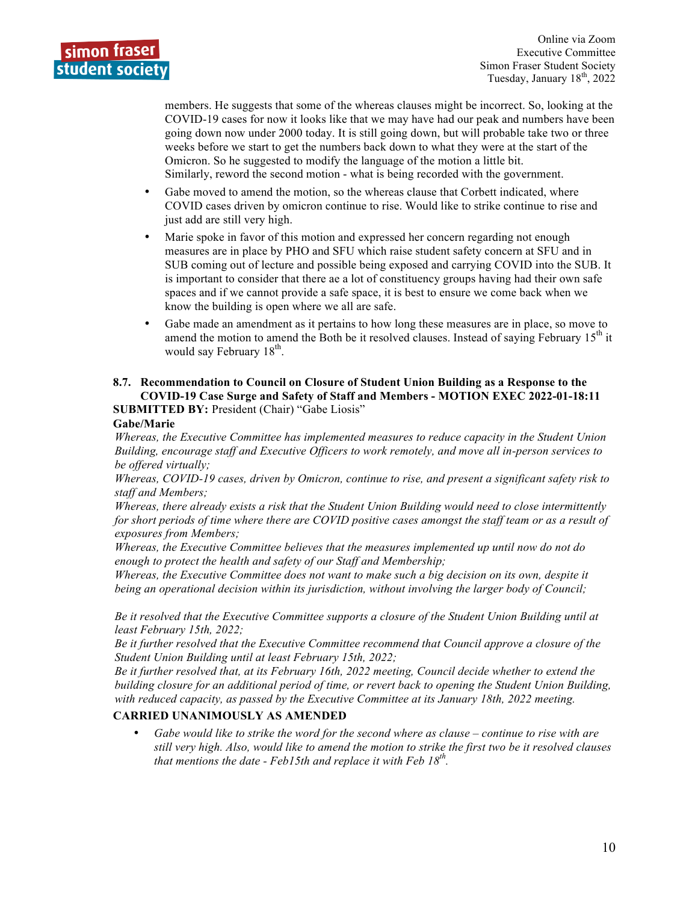members. He suggests that some of the whereas clauses might be incorrect. So, looking at the COVID-19 cases for now it looks like that we may have had our peak and numbers have been going down now under 2000 today. It is still going down, but will probable take two or three weeks before we start to get the numbers back down to what they were at the start of the Omicron. So he suggested to modify the language of the motion a little bit. Similarly, reword the second motion - what is being recorded with the government.

- Gabe moved to amend the motion, so the whereas clause that Corbett indicated, where COVID cases driven by omicron continue to rise. Would like to strike continue to rise and just add are still very high.
- Marie spoke in favor of this motion and expressed her concern regarding not enough measures are in place by PHO and SFU which raise student safety concern at SFU and in SUB coming out of lecture and possible being exposed and carrying COVID into the SUB. It is important to consider that there ae a lot of constituency groups having had their own safe spaces and if we cannot provide a safe space, it is best to ensure we come back when we know the building is open where we all are safe.
- Gabe made an amendment as it pertains to how long these measures are in place, so move to amend the motion to amend the Both be it resolved clauses. Instead of saying February 15th it would say February 18th.

### 8.7. Recommendation to Council on Closure of Student Union Building as a Response to the COVID-19 Case Surge and Safety of Staff and Members - MOTION EXEC 2022-01-18:11

**SUBMITTED BY:** President (Chair) "Gabe Liosis"

**Gabe/Marie**

*Whereas, the Executive Committee has implemented measures to reduce capacity in the Student Union Building, encourage staff and Executive Officers to work remotely, and move all in-person services to be offered virtually;*

*Whereas, COVID-19 cases, driven by Omicron, continue to rise, and present a significant safety risk to staff and Members;*

*Whereas, there already exists a risk that the Student Union Building would need to close intermittently for short periods of time where there are COVID positive cases amongst the staff team or as a result of exposures from Members;*

*Whereas, the Executive Committee believes that the measures implemented up until now do not do enough to protect the health and safety of our Staff and Membership;*

*Whereas, the Executive Committee does not want to make such a big decision on its own, despite it being an operational decision within its jurisdiction, without involving the larger body of Council;*

*Be it resolved that the Executive Committee supports a closure of the Student Union Building until at least February 15th, 2022;*

*Be it further resolved that the Executive Committee recommend that Council approve a closure of the Student Union Building until at least February 15th, 2022;*

*Be it further resolved that, at its February 16th, 2022 meeting, Council decide whether to extend the building closure for an additional period of time, or revert back to opening the Student Union Building, with reduced capacity, as passed by the Executive Committee at its January 18th, 2022 meeting.*

**CARRIED UNANIMOUSLY AS AMENDED**

- *Gabe would like to strike the word for the second where as clause – continue to rise with are still very high. Also, would like to amend the motion to strike the first two be it resolved clauses that mentions the date - Feb15th and replace it with Feb 18th.*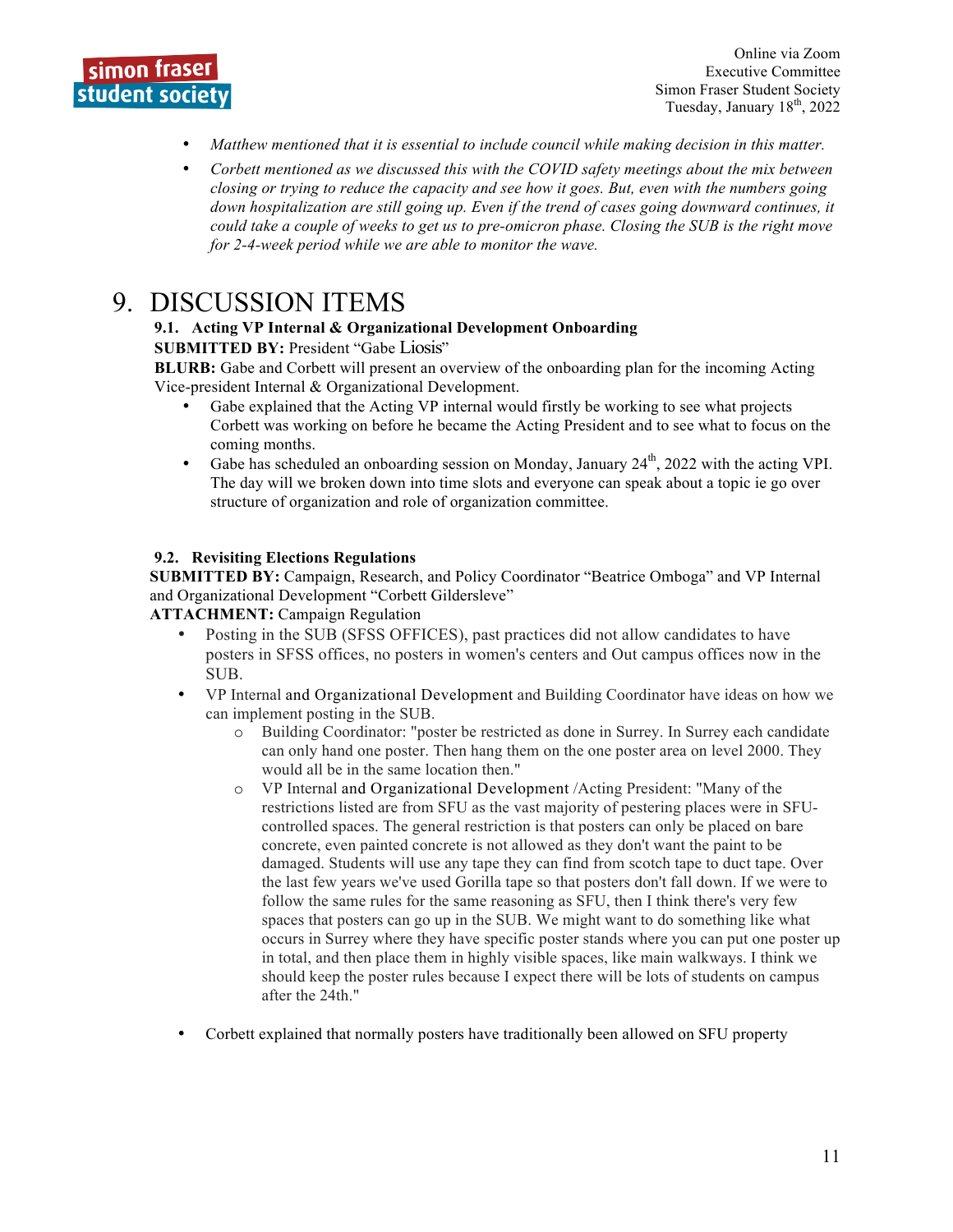- *Matthew mentioned that it is essential to include council while making decision in this matter.*
- *Corbett mentioned as we discussed this with the COVID safety meetings about the mix between closing or trying to reduce the capacity and see how it goes. But, even with the numbers going down hospitalization are still going up. Even if the trend of cases going downward continues, it could take a couple of weeks to get us to pre-omicron phase. Closing the SUB is the right move for 2-4-week period while we are able to monitor the wave.*

# 9. DISCUSSION ITEMS

### 9.1. Acting VP Internal & Organizational Development Onboarding

**SUBMITTED BY:** President "Gabe Liosis"

**BLURB:** Gabe and Corbett will present an overview of the onboarding plan for the incoming Acting Vice-president Internal & Organizational Development.

- Gabe explained that the Acting VP internal would firstly be working to see what projects Corbett was working on before he became the Acting President and to see what to focus on the coming months.
- Gabe has scheduled an onboarding session on Monday, January 24th, 2022 with the acting VPI. The day will we broken down into time slots and everyone can speak about a topic ie go over structure of organization and role of organization committee.

### 9.2. Revisiting Elections Regulations

**SUBMITTED BY:** Campaign, Research, and Policy Coordinator "Beatrice Omboga" and VP Internal and Organizational Development "Corbett Gildersleve"

**ATTACHMENT:** Campaign Regulation

- Posting in the SUB (SFSS OFFICES), past practices did not allow candidates to have posters in SFSS offices, no posters in women's centers and Out campus offices now in the SUB.
- VP Internal and Organizational Development and Building Coordinator have ideas on how we can implement posting in the SUB.
  - Building Coordinator: "poster be restricted as done in Surrey. In Surrey each candidate can only hand one poster. Then hang them on the one poster area on level 2000. They would all be in the same location then."
  - VP Internal and Organizational Development /Acting President: "Many of the restrictions listed are from SFU as the vast majority of pestering places were in SFU-controlled spaces. The general restriction is that posters can only be placed on bare concrete, even painted concrete is not allowed as they don't want the paint to be damaged. Students will use any tape they can find from scotch tape to duct tape. Over the last few years we've used Gorilla tape so that posters don't fall down. If we were to follow the same rules for the same reasoning as SFU, then I think there's very few spaces that posters can go up in the SUB. We might want to do something like what occurs in Surrey where they have specific poster stands where you can put one poster up in total, and then place them in highly visible spaces, like main walkways. I think we should keep the poster rules because I expect there will be lots of students on campus after the 24th."

- Corbett explained that normally posters have traditionally been allowed on SFU property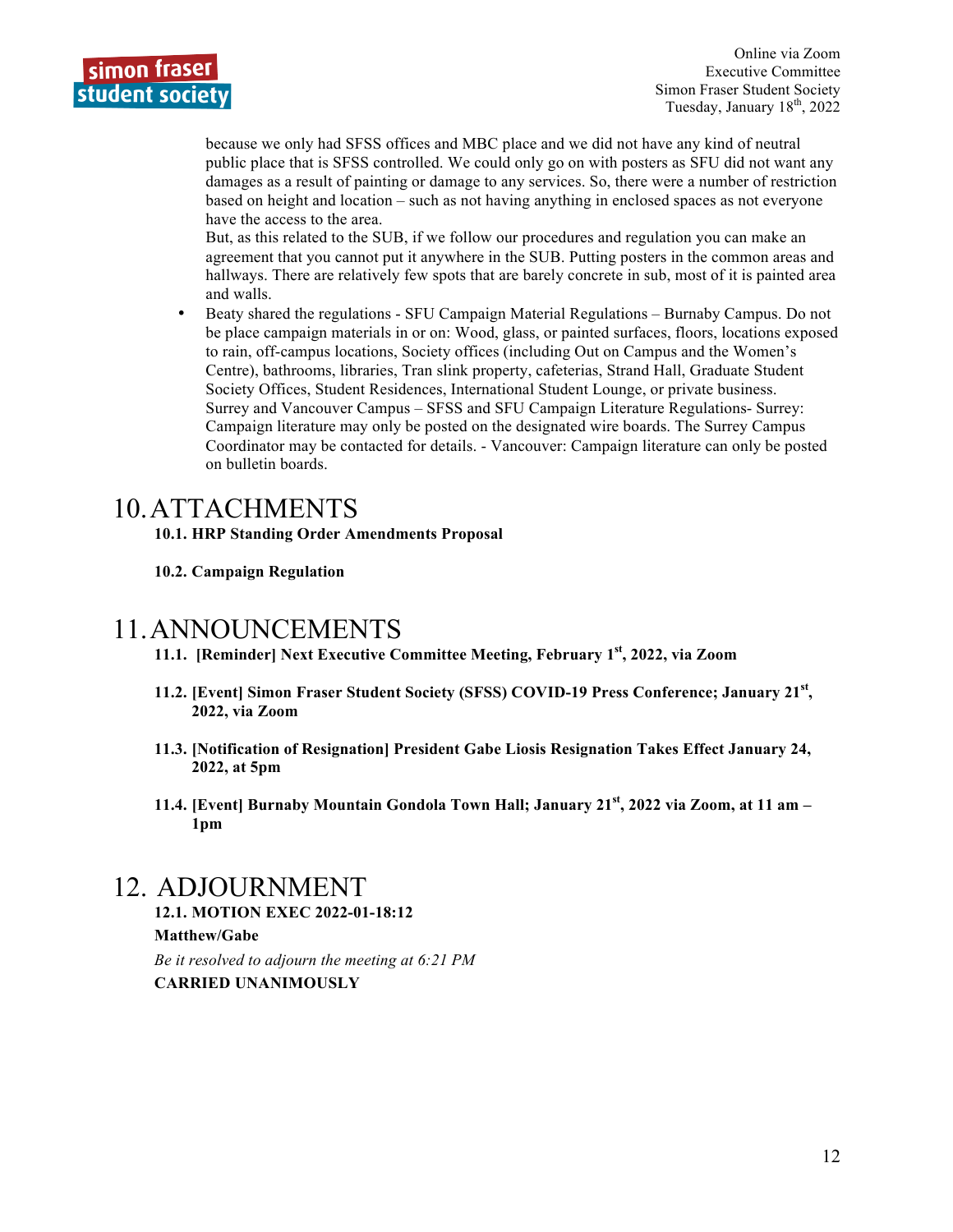because we only had SFSS offices and MBC place and we did not have any kind of neutral public place that is SFSS controlled. We could only go on with posters as SFU did not want any damages as a result of painting or damage to any services. So, there were a number of restriction based on height and location – such as not having anything in enclosed spaces as not everyone have the access to the area.

But, as this related to the SUB, if we follow our procedures and regulation you can make an agreement that you cannot put it anywhere in the SUB. Putting posters in the common areas and hallways. There are relatively few spots that are barely concrete in sub, most of it is painted area and walls.

- Beaty shared the regulations - SFU Campaign Material Regulations – Burnaby Campus. Do not be place campaign materials in or on: Wood, glass, or painted surfaces, floors, locations exposed to rain, off-campus locations, Society offices (including Out on Campus and the Women's Centre), bathrooms, libraries, Tran slink property, cafeterias, Strand Hall, Graduate Student Society Offices, Student Residences, International Student Lounge, or private business. Surrey and Vancouver Campus – SFSS and SFU Campaign Literature Regulations- Surrey: Campaign literature may only be posted on the designated wire boards. The Surrey Campus Coordinator may be contacted for details. - Vancouver: Campaign literature can only be posted on bulletin boards.

# 10. ATTACHMENTS

**10.1. HRP Standing Order Amendments Proposal**

**10.2. Campaign Regulation**

# 11. ANNOUNCEMENTS

**11.1. [Reminder] Next Executive Committee Meeting, February 1st, 2022, via Zoom**

**11.2. [Event] Simon Fraser Student Society (SFSS) COVID-19 Press Conference; January 21st, 2022, via Zoom**

**11.3. [Notification of Resignation] President Gabe Liosis Resignation Takes Effect January 24, 2022, at 5pm**

**11.4. [Event] Burnaby Mountain Gondola Town Hall; January 21st, 2022 via Zoom, at 11 am – 1pm**

# 12. ADJOURNMENT

**12.1. MOTION EXEC 2022-01-18:12**

**Matthew/Gabe**

*Be it resolved to adjourn the meeting at 6:21 PM*

**CARRIED UNANIMOUSLY**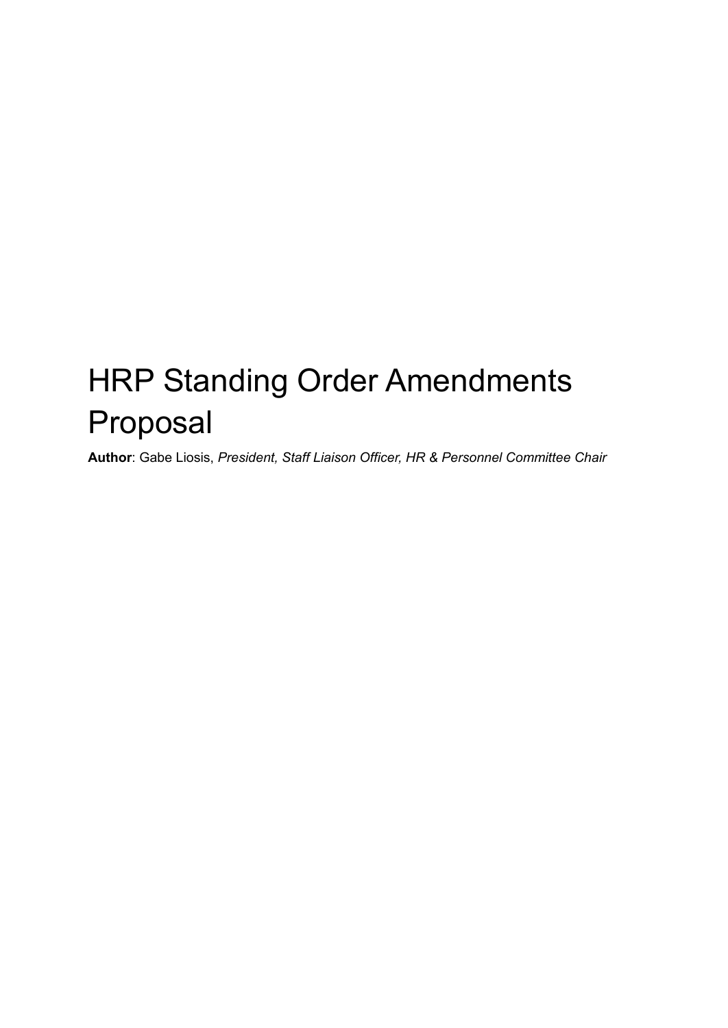# HRP Standing Order Amendments Proposal

**Author**: Gabe Liosis, *President, Staff Liaison Officer, HR & Personnel Committee Chair*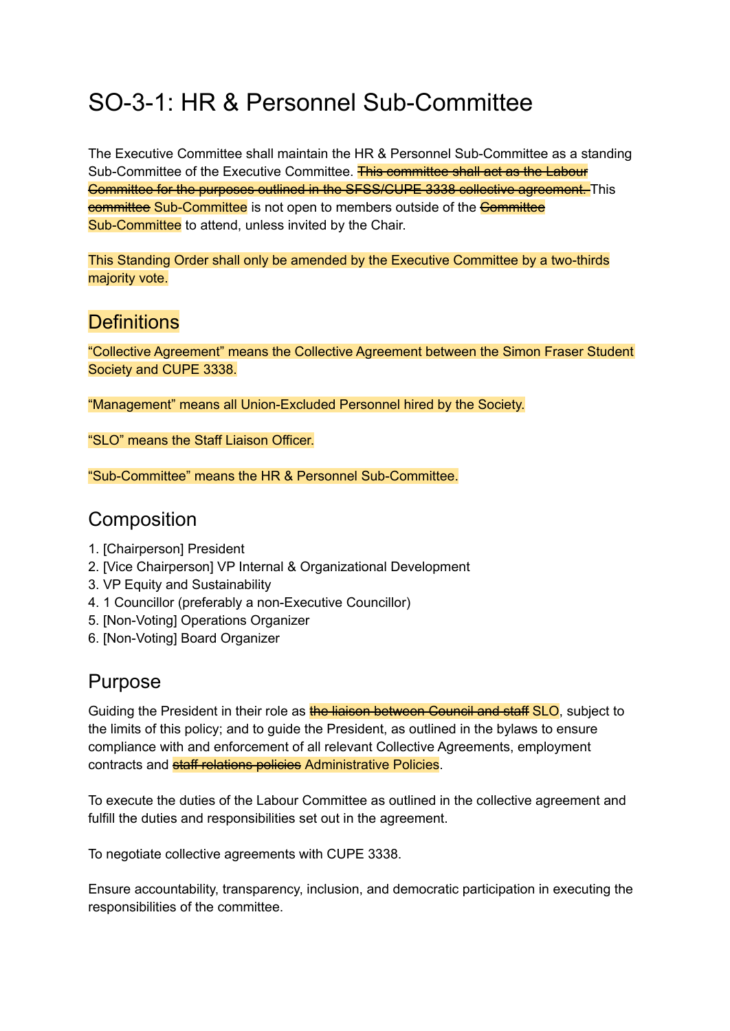# SO-3-1: HR & Personnel Sub-Committee

The Executive Committee shall maintain the HR & Personnel Sub-Committee as a standing Sub-Committee of the Executive Committee. ~~This committee shall act as the Labour Committee for the purposes outlined in the SFSS/CUPE 3338 collective agreement.~~ This ~~committee~~ Sub-Committee is not open to members outside of the ~~Committee~~ Sub-Committee to attend, unless invited by the Chair.

This Standing Order shall only be amended by the Executive Committee by a two-thirds majority vote.

## Definitions

"Collective Agreement" means the Collective Agreement between the Simon Fraser Student Society and CUPE 3338.

"Management" means all Union-Excluded Personnel hired by the Society.

"SLO" means the Staff Liaison Officer.

"Sub-Committee" means the HR & Personnel Sub-Committee.

## Composition

1. [Chairperson] President
2. [Vice Chairperson] VP Internal & Organizational Development
3. VP Equity and Sustainability
4. 1 Councillor (preferably a non-Executive Councillor)
5. [Non-Voting] Operations Organizer
6. [Non-Voting] Board Organizer

## Purpose

Guiding the President in their role as ~~the liaison between Council and staff~~ SLO, subject to the limits of this policy; and to guide the President, as outlined in the bylaws to ensure compliance with and enforcement of all relevant Collective Agreements, employment contracts and ~~staff relations policies~~ Administrative Policies.

To execute the duties of the Labour Committee as outlined in the collective agreement and fulfill the duties and responsibilities set out in the agreement.

To negotiate collective agreements with CUPE 3338.

Ensure accountability, transparency, inclusion, and democratic participation in executing the responsibilities of the committee.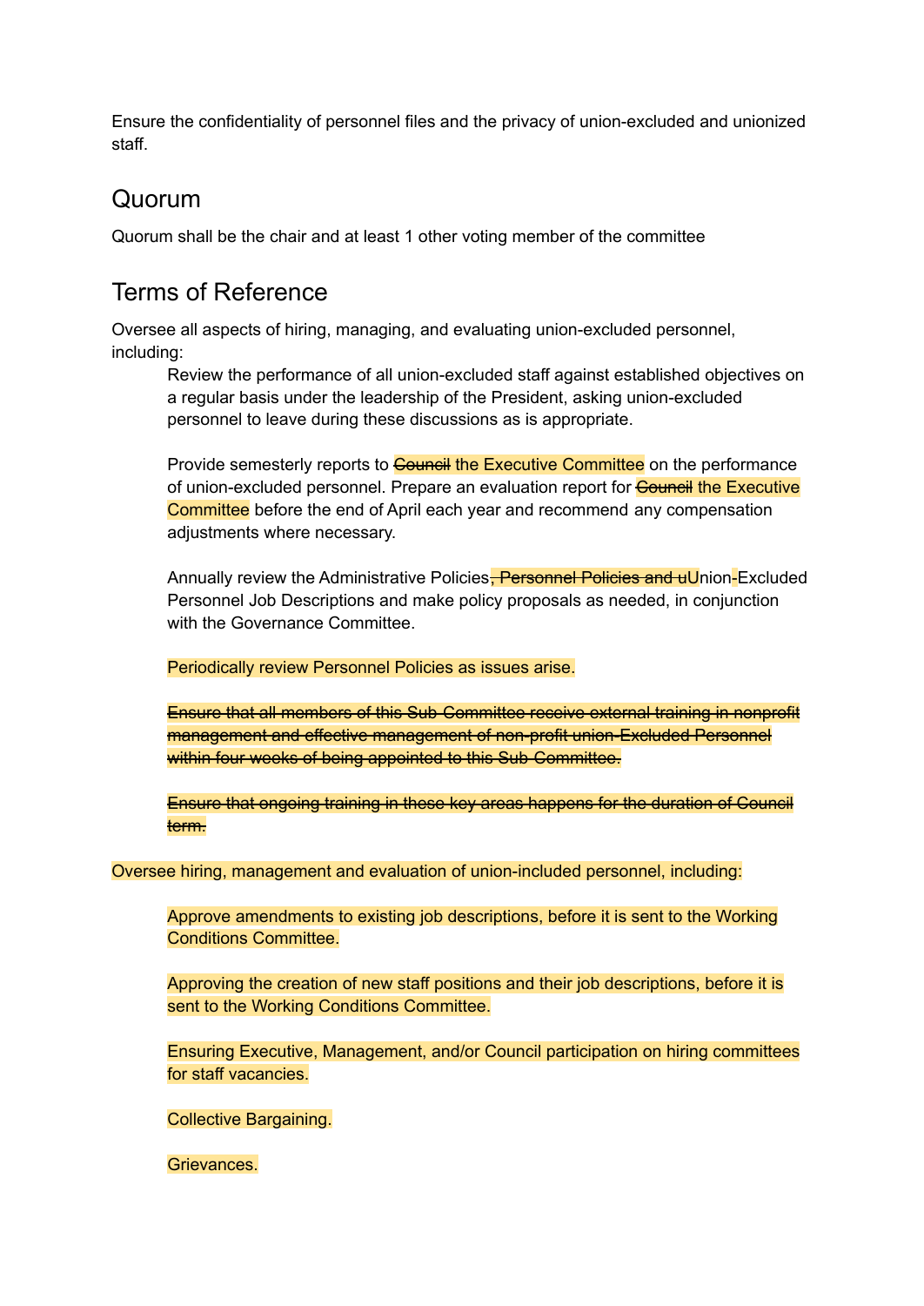Ensure the confidentiality of personnel files and the privacy of union-excluded and unionized staff.

## Quorum

Quorum shall be the chair and at least 1 other voting member of the committee

## Terms of Reference

Oversee all aspects of hiring, managing, and evaluating union-excluded personnel, including:

> Review the performance of all union-excluded staff against established objectives on a regular basis under the leadership of the President, asking union-excluded personnel to leave during these discussions as is appropriate.
>
> Provide semesterly reports to ~~Council~~ the Executive Committee on the performance of union-excluded personnel. Prepare an evaluation report for ~~Council~~ the Executive Committee before the end of April each year and recommend any compensation adjustments where necessary.
>
> Annually review the Administrative Policies~~, Personnel Policies and u~~Union~~-~~Excluded Personnel Job Descriptions and make policy proposals as needed, in conjunction with the Governance Committee.
>
> Periodically review Personnel Policies as issues arise.
>
> ~~Ensure that all members of this Sub-Committee receive external training in nonprofit management and effective management of non-profit union-Excluded Personnel within four weeks of being appointed to this Sub-Committee.~~
>
> ~~Ensure that ongoing training in these key areas happens for the duration of Council term.~~

Oversee hiring, management and evaluation of union-included personnel, including:

> Approve amendments to existing job descriptions, before it is sent to the Working Conditions Committee.
>
> Approving the creation of new staff positions and their job descriptions, before it is sent to the Working Conditions Committee.
>
> Ensuring Executive, Management, and/or Council participation on hiring committees for staff vacancies.
>
> Collective Bargaining.
>
> Grievances.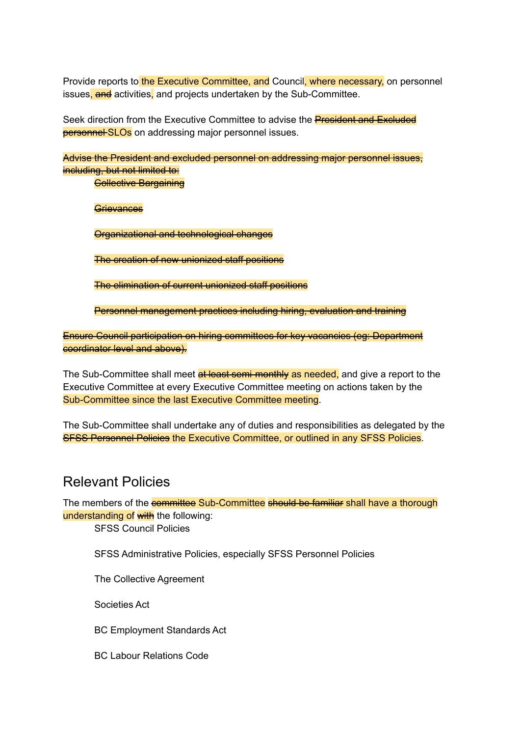Provide reports to the Executive Committee, and Council, where necessary, on personnel issues, ~~and~~ activities, and projects undertaken by the Sub-Committee.

Seek direction from the Executive Committee to advise the ~~President and Excluded personnel~~ SLOs on addressing major personnel issues.

~~Advise the President and excluded personnel on addressing major personnel issues, including, but not limited to:~~

- ~~Collective Bargaining~~
- ~~Grievances~~
- ~~Organizational and technological changes~~
- ~~The creation of new unionized staff positions~~
- ~~The elimination of current unionized staff positions~~
- ~~Personnel management practices including hiring, evaluation and training~~

~~Ensure Council participation on hiring committees for key vacancies (eg: Department coordinator level and above).~~

The Sub-Committee shall meet ~~at least semi-monthly~~ as needed, and give a report to the Executive Committee at every Executive Committee meeting on actions taken by the Sub-Committee since the last Executive Committee meeting.

The Sub-Committee shall undertake any of duties and responsibilities as delegated by the ~~SFSS Personnel Policies~~ the Executive Committee, or outlined in any SFSS Policies.

## Relevant Policies

The members of the ~~committee~~ Sub-Committee ~~should be familiar~~ shall have a thorough understanding of ~~with~~ the following:

- SFSS Council Policies
- SFSS Administrative Policies, especially SFSS Personnel Policies
- The Collective Agreement
- Societies Act
- BC Employment Standards Act
- BC Labour Relations Code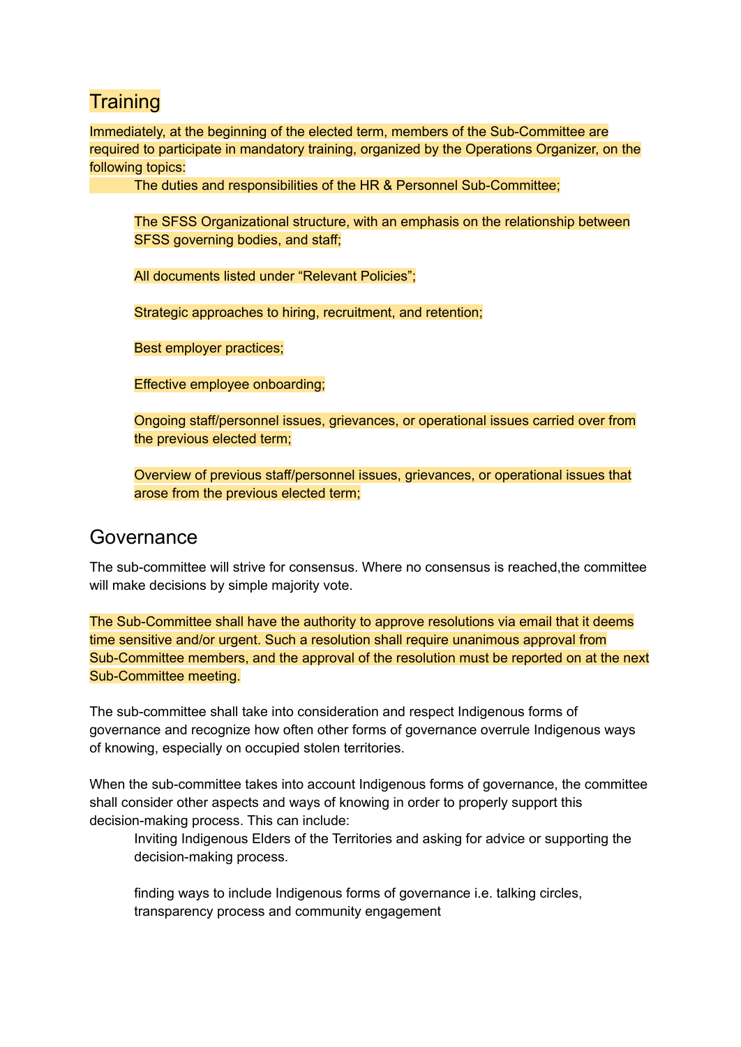## Training

Immediately, at the beginning of the elected term, members of the Sub-Committee are required to participate in mandatory training, organized by the Operations Organizer, on the following topics:

- The duties and responsibilities of the HR & Personnel Sub-Committee;
- The SFSS Organizational structure, with an emphasis on the relationship between SFSS governing bodies, and staff;
- All documents listed under "Relevant Policies";
- Strategic approaches to hiring, recruitment, and retention;
- Best employer practices;
- Effective employee onboarding;
- Ongoing staff/personnel issues, grievances, or operational issues carried over from the previous elected term;
- Overview of previous staff/personnel issues, grievances, or operational issues that arose from the previous elected term;

## Governance

The sub-committee will strive for consensus. Where no consensus is reached,the committee will make decisions by simple majority vote.

The Sub-Committee shall have the authority to approve resolutions via email that it deems time sensitive and/or urgent. Such a resolution shall require unanimous approval from Sub-Committee members, and the approval of the resolution must be reported on at the next Sub-Committee meeting.

The sub-committee shall take into consideration and respect Indigenous forms of governance and recognize how often other forms of governance overrule Indigenous ways of knowing, especially on occupied stolen territories.

When the sub-committee takes into account Indigenous forms of governance, the committee shall consider other aspects and ways of knowing in order to properly support this decision-making process. This can include:

- Inviting Indigenous Elders of the Territories and asking for advice or supporting the decision-making process.
- finding ways to include Indigenous forms of governance i.e. talking circles, transparency process and community engagement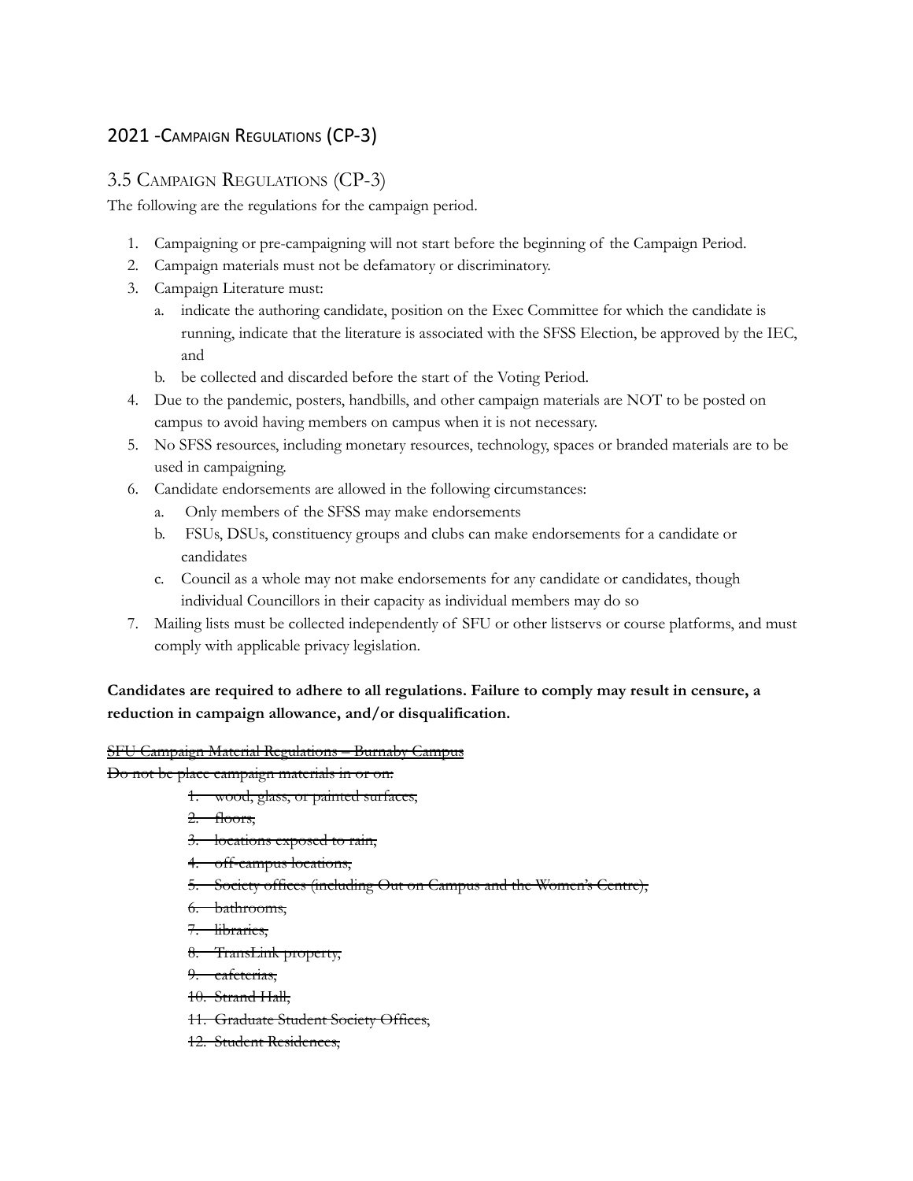## 2021 -Campaign Regulations (CP-3)

### 3.5 Campaign Regulations (CP-3)

The following are the regulations for the campaign period.

1. Campaigning or pre-campaigning will not start before the beginning of the Campaign Period.
2. Campaign materials must not be defamatory or discriminatory.
3. Campaign Literature must:
   a. indicate the authoring candidate, position on the Exec Committee for which the candidate is running, indicate that the literature is associated with the SFSS Election, be approved by the IEC, and
   b. be collected and discarded before the start of the Voting Period.
4. Due to the pandemic, posters, handbills, and other campaign materials are NOT to be posted on campus to avoid having members on campus when it is not necessary.
5. No SFSS resources, including monetary resources, technology, spaces or branded materials are to be used in campaigning.
6. Candidate endorsements are allowed in the following circumstances:
   a. Only members of the SFSS may make endorsements
   b. FSUs, DSUs, constituency groups and clubs can make endorsements for a candidate or candidates
   c. Council as a whole may not make endorsements for any candidate or candidates, though individual Councillors in their capacity as individual members may do so
7. Mailing lists must be collected independently of SFU or other listservs or course platforms, and must comply with applicable privacy legislation.

**Candidates are required to adhere to all regulations. Failure to comply may result in censure, a reduction in campaign allowance, and/or disqualification.**

~~SFU Campaign Material Regulations – Burnaby Campus~~

~~Do not be place campaign materials in or on:~~

1. ~~wood, glass, or painted surfaces,~~
2. ~~floors,~~
3. ~~locations exposed to rain,~~
4. ~~off-campus locations,~~
5. ~~Society offices (including Out on Campus and the Women's Centre),~~
6. ~~bathrooms,~~
7. ~~libraries,~~
8. ~~TransLink property,~~
9. ~~cafeterias,~~
10. ~~Strand Hall,~~
11. ~~Graduate Student Society Offices,~~
12. ~~Student Residences,~~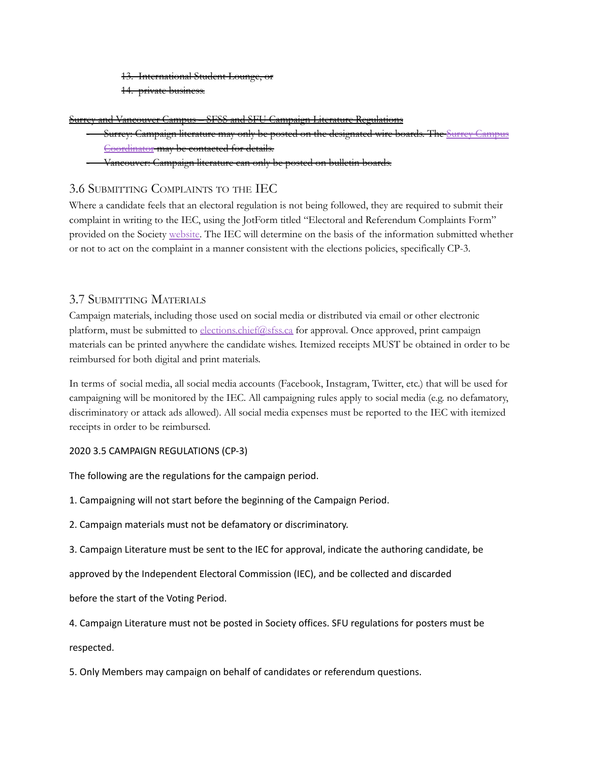13. ~~International Student Lounge, or~~
14. ~~private business.~~

~~Surrey and Vancouver Campus – SFSS and SFU Campaign Literature Regulations~~

- ~~Surrey: Campaign literature may only be posted on the designated wire boards. The Surrey Campus Coordinator may be contacted for details.~~
- ~~Vancouver: Campaign literature can only be posted on bulletin boards.~~

## 3.6 Submitting Complaints to the IEC

Where a candidate feels that an electoral regulation is not being followed, they are required to submit their complaint in writing to the IEC, using the JotForm titled "Electoral and Referendum Complaints Form" provided on the Society website. The IEC will determine on the basis of the information submitted whether or not to act on the complaint in a manner consistent with the elections policies, specifically CP-3.

## 3.7 Submitting Materials

Campaign materials, including those used on social media or distributed via email or other electronic platform, must be submitted to elections.chief@sfss.ca for approval. Once approved, print campaign materials can be printed anywhere the candidate wishes. Itemized receipts MUST be obtained in order to be reimbursed for both digital and print materials.

In terms of social media, all social media accounts (Facebook, Instagram, Twitter, etc.) that will be used for campaigning will be monitored by the IEC. All campaigning rules apply to social media (e.g. no defamatory, discriminatory or attack ads allowed). All social media expenses must be reported to the IEC with itemized receipts in order to be reimbursed.

2020 3.5 CAMPAIGN REGULATIONS (CP-3)

The following are the regulations for the campaign period.

1. Campaigning will not start before the beginning of the Campaign Period.

2. Campaign materials must not be defamatory or discriminatory.

3. Campaign Literature must be sent to the IEC for approval, indicate the authoring candidate, be approved by the Independent Electoral Commission (IEC), and be collected and discarded before the start of the Voting Period.

4. Campaign Literature must not be posted in Society offices. SFU regulations for posters must be respected.

5. Only Members may campaign on behalf of candidates or referendum questions.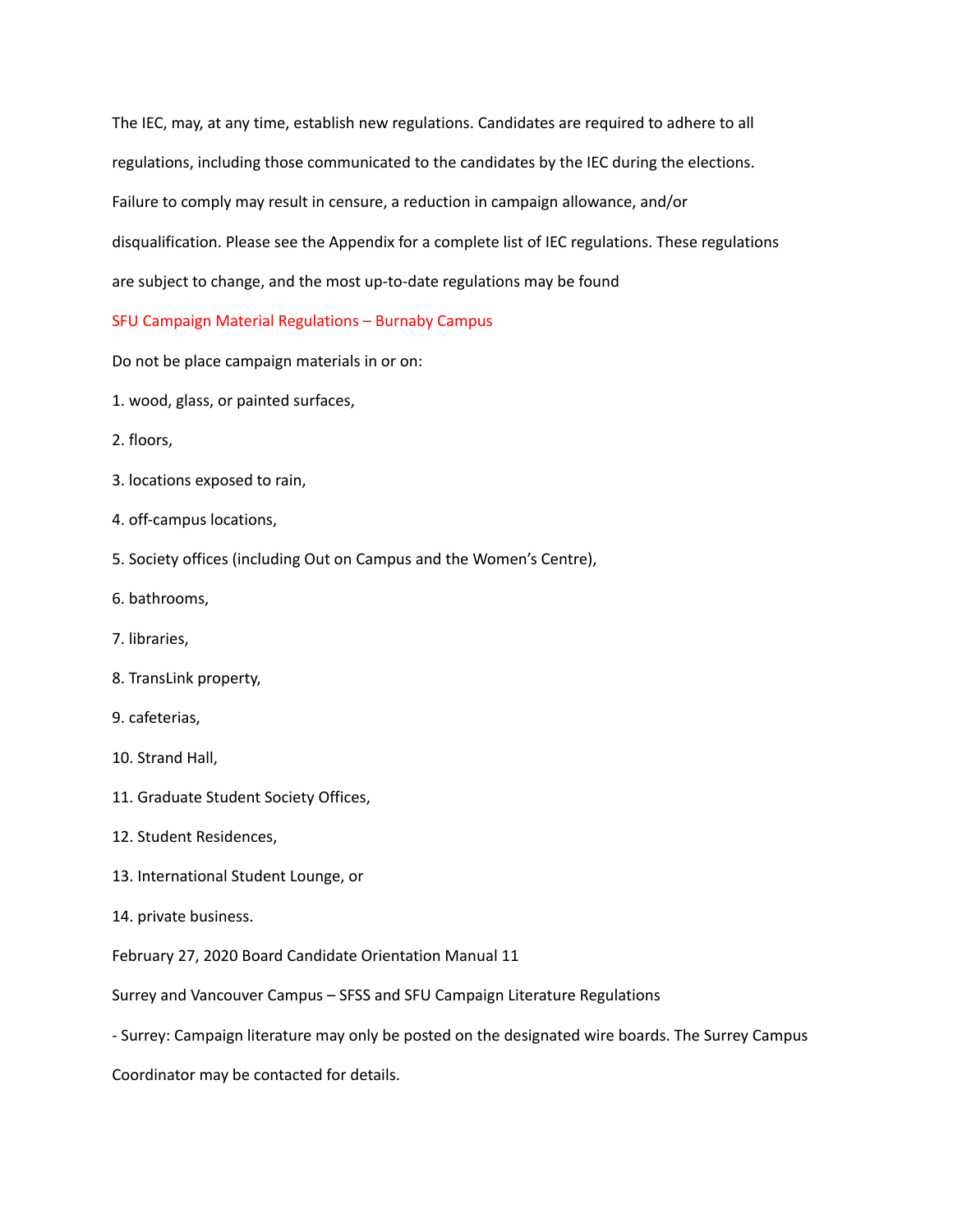The IEC, may, at any time, establish new regulations. Candidates are required to adhere to all regulations, including those communicated to the candidates by the IEC during the elections. Failure to comply may result in censure, a reduction in campaign allowance, and/or disqualification. Please see the Appendix for a complete list of IEC regulations. These regulations are subject to change, and the most up-to-date regulations may be found

### SFU Campaign Material Regulations – Burnaby Campus

Do not be place campaign materials in or on:

1. wood, glass, or painted surfaces,
2. floors,
3. locations exposed to rain,
4. off-campus locations,
5. Society offices (including Out on Campus and the Women's Centre),
6. bathrooms,
7. libraries,
8. TransLink property,
9. cafeterias,
10. Strand Hall,
11. Graduate Student Society Offices,
12. Student Residences,
13. International Student Lounge, or
14. private business.

Surrey and Vancouver Campus – SFSS and SFU Campaign Literature Regulations

- Surrey: Campaign literature may only be posted on the designated wire boards. The Surrey Campus Coordinator may be contacted for details.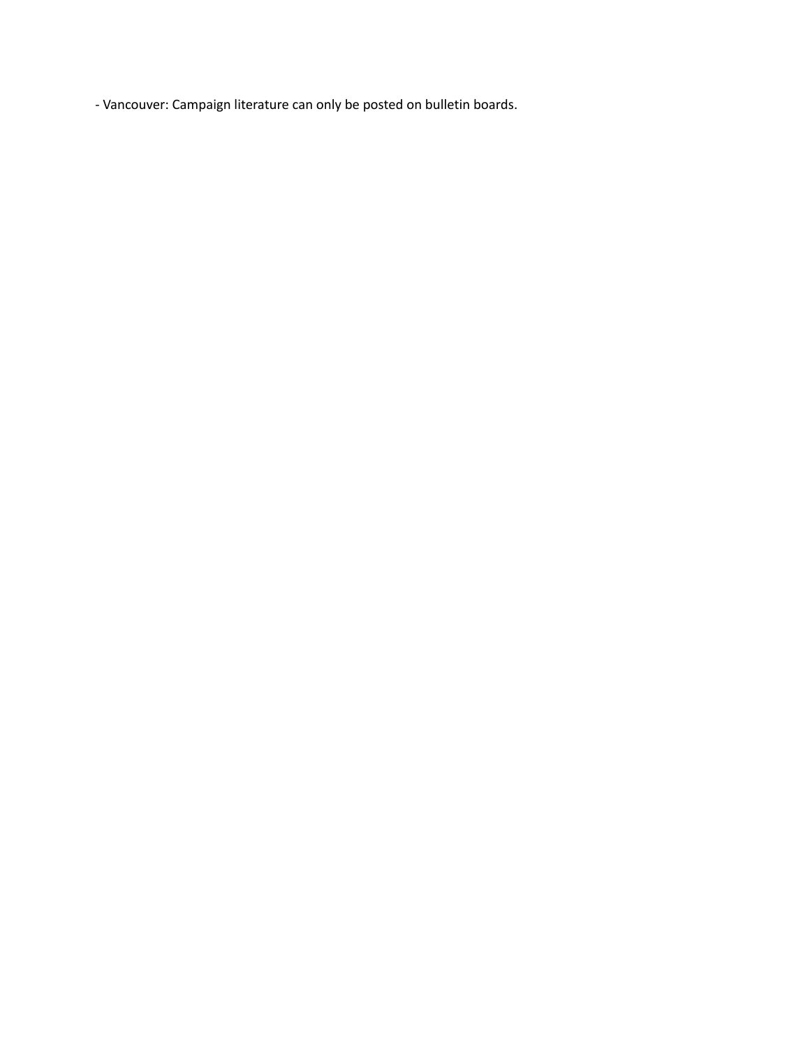- Vancouver: Campaign literature can only be posted on bulletin boards.